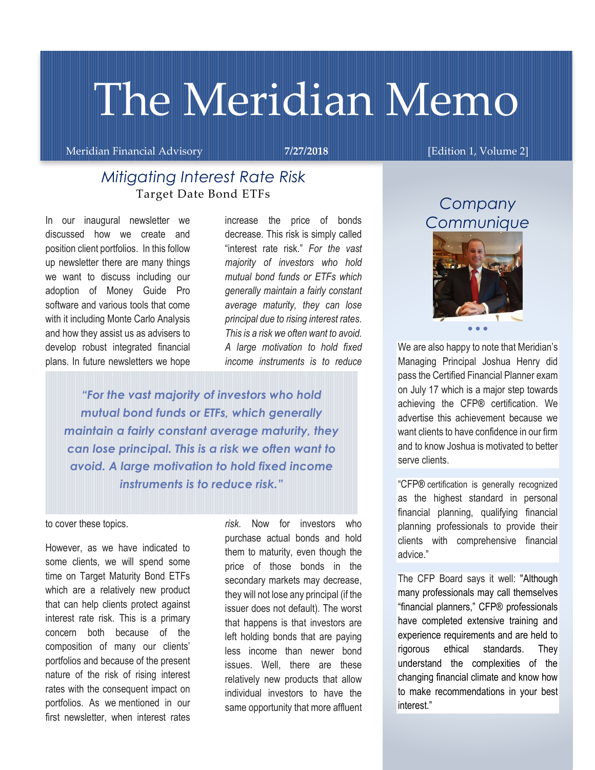# The Meridian Memo

Meridian Financial Advisory **7/27/2018** [Edition 1, Volume 2]

## *Mitigating Interest Rate Risk*

### Target Date Bond ETFs

In our inaugural newsletter we discussed how we create and position client portfolios. In this follow up newsletter there are many things we want to discuss including our adoption of Money Guide Pro software and various tools that come with it including Monte Carlo Analysis and how they assist us as advisers to develop robust integrated financial plans. In future newsletters we hope to cover these topics.

However, as we have indicated to some clients, we will spend some time on Target Maturity Bond ETFs which are a relatively new product that can help clients protect against interest rate risk. This is a primary concern both because of the composition of many our clients' portfolios and because of the present nature of the risk of rising interest rates with the consequent impact on portfolios. As we mentioned in our first newsletter, when interest rates increase the price of bonds decrease. This risk is simply called "interest rate risk." *For the vast majority of investors who hold mutual bond funds or ETFs which generally maintain a fairly constant average maturity, they can lose principal due to rising interest rates. This is a risk we often want to avoid. A large motivation to hold fixed income instruments is to reduce risk.* Now for investors who purchase actual bonds and hold them to maturity, even though the price of those bonds in the secondary markets may decrease, they will not lose any principal (if the issuer does not default). The worst that happens is that investors are left holding bonds that are paying less income than newer bond issues. Well, there are these relatively new products that allow individual investors to have the same opportunity that more affluent

> *"For the vast majority of investors who hold mutual bond funds or ETFs, which generally maintain a fairly constant average maturity, they can lose principal. This is a risk we often want to avoid. A large motivation to hold fixed income instruments is to reduce risk."*

## *Company Communique*

We are also happy to note that Meridian's Managing Principal Joshua Henry did pass the Certified Financial Planner exam on July 17 which is a major step towards achieving the CFP® certification. We advertise this achievement because we want clients to have confidence in our firm and to know Joshua is motivated to better serve clients.

"CFP® certification is generally recognized as the highest standard in personal financial planning, qualifying financial planning professionals to provide their clients with comprehensive financial advice."

The CFP Board says it well: "Although many professionals may call themselves "financial planners," CFP® professionals have completed extensive training and experience requirements and are held to rigorous ethical standards. They understand the complexities of the changing financial climate and know how to make recommendations in your best interest."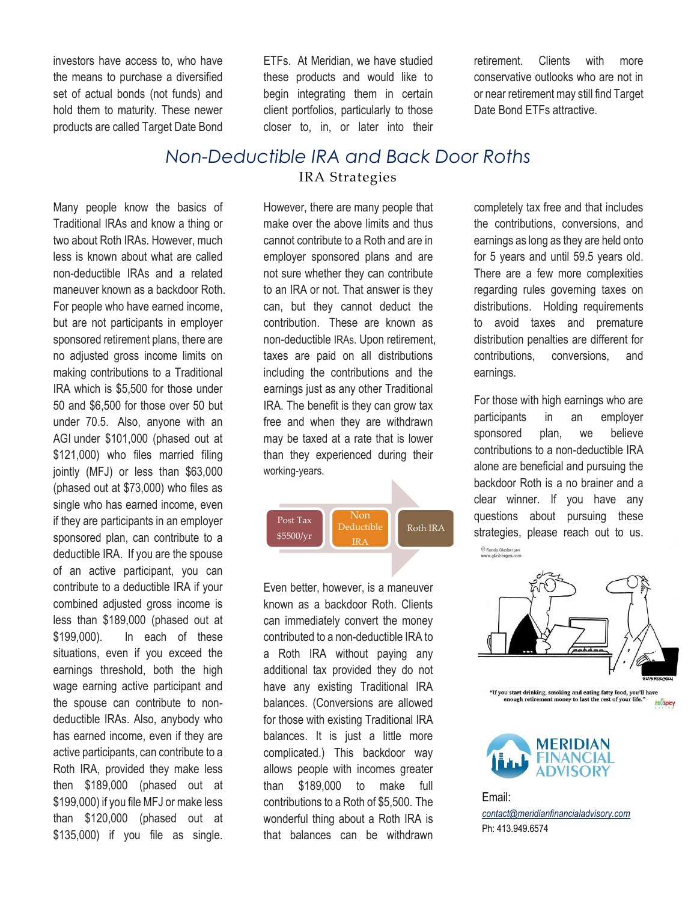investors have access to, who have the means to purchase a diversified set of actual bonds (not funds) and hold them to maturity. These newer products are called Target Date Bond ETFs. At Meridian, we have studied these products and would like to begin integrating them in certain client portfolios, particularly to those closer to, in, or later into their retirement. Clients with more conservative outlooks who are not in or near retirement may still find Target Date Bond ETFs attractive.

## *Non-Deductible IRA and Back Door Roths*

### IRA Strategies

Many people know the basics of Traditional IRAs and know a thing or two about Roth IRAs. However, much less is known about what are called non-deductible IRAs and a related maneuver known as a backdoor Roth. For people who have earned income, but are not participants in employer sponsored retirement plans, there are no adjusted gross income limits on making contributions to a Traditional IRA which is $5,500 for those under 50 and $6,500 for those over 50 but under 70.5. Also, anyone with an AGI under $101,000 (phased out at $121,000) who files married filing jointly (MFJ) or less than $63,000 (phased out at $73,000) who files as single who has earned income, even if they are participants in an employer sponsored plan, can contribute to a deductible IRA. If you are the spouse of an active participant, you can contribute to a deductible IRA if your combined adjusted gross income is less than $189,000 (phased out at $199,000). In each of these situations, even if you exceed the earnings threshold, both the high wage earning active participant and the spouse can contribute to non-deductible IRAs. Also, anybody who has earned income, even if they are active participants, can contribute to a Roth IRA, provided they make less then $189,000 (phased out at $199,000) if you file MFJ or make less than $120,000 (phased out at $135,000) if you file as single.

However, there are many people that make over the above limits and thus cannot contribute to a Roth and are in employer sponsored plans and are not sure whether they can contribute to an IRA or not. That answer is they can, but they cannot deduct the contribution. These are known as non-deductible IRAs. Upon retirement, taxes are paid on all distributions including the contributions and the earnings just as any other Traditional IRA. The benefit is they can grow tax free and when they are withdrawn may be taxed at a rate that is lower than they experienced during their working-years.

Post Tax $5500/yr

Non Deductible IRA

Roth IRA

Even better, however, is a maneuver known as a backdoor Roth. Clients can immediately convert the money contributed to a non-deductible IRA to a Roth IRA without paying any additional tax provided they do not have any existing Traditional IRA balances. (Conversions are allowed for those with existing Traditional IRA balances. It is just a little more complicated.) This backdoor way allows people with incomes greater than $189,000 to make full contributions to a Roth of $5,500. The wonderful thing about a Roth IRA is that balances can be withdrawn completely tax free and that includes the contributions, conversions, and earnings as long as they are held onto for 5 years and until 59.5 years old. There are a few more complexities regarding rules governing taxes on distributions. Holding requirements to avoid taxes and premature distribution penalties are different for contributions, conversions, and earnings.

For those with high earnings who are participants in an employer sponsored plan, we believe contributions to a non-deductible IRA alone are beneficial and pursuing the backdoor Roth is a no brainer and a clear winner. If you have any questions about pursuing these strategies, please reach out to us.

© Randy Glasbergen
www.glasbergen.com

"If you start drinking, smoking and eating fatty food, you'll have enough retirement money to last the rest of your life."

MERIDIAN FINANCIAL ADVISORY

Email:
contact@meridianfinancialadvisory.com
Ph: 413.949.6574